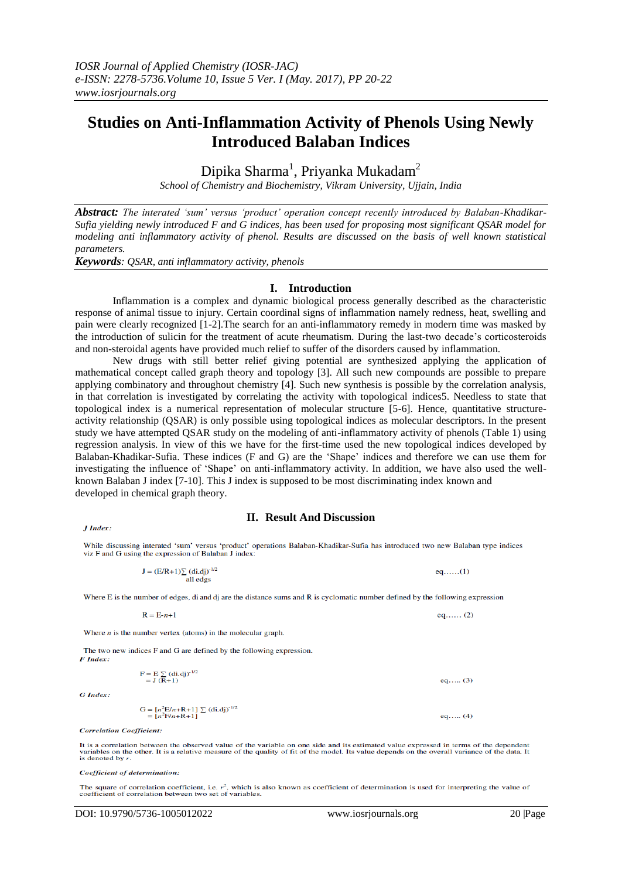IOSR Journal of Applied Chemistry (IOSR-JAC)
e-ISSN: 2278-5736.Volume 10, Issue 5 Ver. I (May. 2017), PP 20-22
www.iosrjournals.org

# Studies on Anti-Inflammation Activity of Phenols Using Newly Introduced Balaban Indices

Dipika Sharma[1], Priyanka Mukadam[2]

*School of Chemistry and Biochemistry, Vikram University, Ujjain, India*

***Abstract:*** *The interated 'sum' versus 'product' operation concept recently introduced by Balaban-Khadikar-Sufia yielding newly introduced F and G indices, has been used for proposing most significant QSAR model for modeling anti inflammatory activity of phenol. Results are discussed on the basis of well known statistical parameters.*

***Keywords****: QSAR, anti inflammatory activity, phenols*

## I. Introduction

Inflammation is a complex and dynamic biological process generally described as the characteristic response of animal tissue to injury. Certain coordinal signs of inflammation namely redness, heat, swelling and pain were clearly recognized [1-2].The search for an anti-inflammatory remedy in modern time was masked by the introduction of sulicin for the treatment of acute rheumatism. During the last-two decade's corticosteroids and non-steroidal agents have provided much relief to suffer of the disorders caused by inflammation.

New drugs with still better relief giving potential are synthesized applying the application of mathematical concept called graph theory and topology [3]. All such new compounds are possible to prepare applying combinatory and throughout chemistry [4]. Such new synthesis is possible by the correlation analysis, in that correlation is investigated by correlating the activity with topological indices5. Needless to state that topological index is a numerical representation of molecular structure [5-6]. Hence, quantitative structure-activity relationship (QSAR) is only possible using topological indices as molecular descriptors. In the present study we have attempted QSAR study on the modeling of anti-inflammatory activity of phenols (Table 1) using regression analysis. In view of this we have for the first-time used the new topological indices developed by Balaban-Khadikar-Sufia. These indices (F and G) are the 'Shape' indices and therefore we can use them for investigating the influence of 'Shape' on anti-inflammatory activity. In addition, we have also used the well-known Balaban J index [7-10]. This J index is supposed to be most discriminating index known and developed in chemical graph theory.

## II. Result And Discussion

***J Index:***

While discussing interated 'sum' versus 'product' operations Balaban-Khadikar-Sufia has introduced two new Balaban type indices viz F and G using the expression of Balaban J index:

$$J = (E/R+1)\sum_{\text{all edgs}} (d_i.d_j)^{-1/2} \qquad \text{eq……(1)}$$

Where E is the number of edges, di and dj are the distance sums and R is cyclomatic number defined by the following expression

$$R = E\text{-}n\text{+}1 \qquad \text{eq…… (2)}$$

Where $n$ is the number vertex (atoms) in the molecular graph.

The two new indices F and G are defined by the following expression.

***F Index:***

$$F = E \sum (d_i.d_j)^{-1/2} = J\,(R+1) \qquad \text{eq….. (3)}$$

***G Index:***

$$G = [n^2E/n\text{+}R\text{+}1] \sum (d_i.d_j)^{-1/2} = [n^2F/n\text{+}R\text{+}1] \qquad \text{eq….. (4)}$$

***Correlation Coefficient:***

It is a correlation between the observed value of the variable on one side and its estimated value expressed in terms of the dependent variables on the other. It is a relative measure of the quality of fit of the model. Its value depends on the overall variance of the data. It is denoted by $r$.

***Coefficient of determination:***

The square of correlation coefficient, i.e. $r^2$, which is also known as coefficient of determination is used for interpreting the value of coefficient of correlation between two set of variables.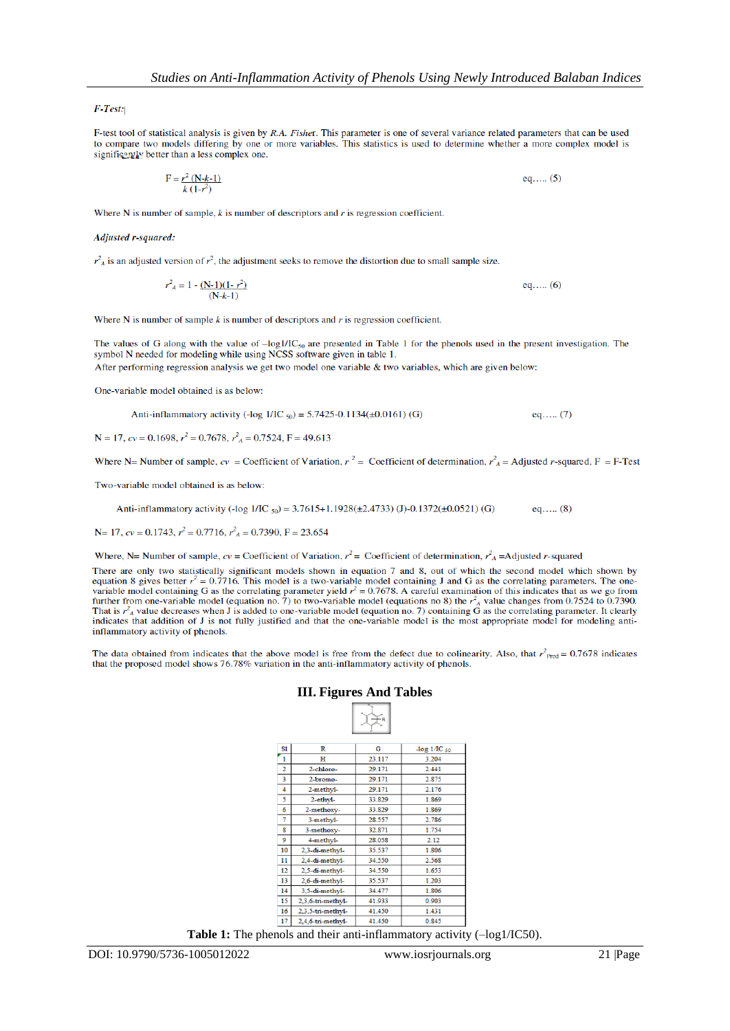***F-Test:***

F-test tool of statistical analysis is given by *R.A. Fisher*. This parameter is one of several variance related parameters that can be used to compare two models differing by one or more variables. This statistics is used to determine whether a more complex model is significantly better than a less complex one.

$$F = \frac{r^2 (N-k-1)}{k(1-r^2)} \qquad \text{eq..... (5)}$$

Where N is number of sample, $k$ is number of descriptors and $r$ is regression coefficient.

***Adjusted r-squared:***

$r^2_A$ is an adjusted version of $r^2$, the adjustment seeks to remove the distortion due to small sample size.

$$r^2_A = 1 - \frac{(N-1)(1-r^2)}{(N-k-1)} \qquad \text{eq..... (6)}$$

Where N is number of sample $k$ is number of descriptors and $r$ is regression coefficient.

The values of G along with the value of $-\log 1/IC_{50}$ are presented in Table 1 for the phenols used in the present investigation. The symbol N needed for modeling while using NCSS software given in table 1.
After performing regression analysis we get two model one variable & two variables, which are given below:

One-variable model obtained is as below:

$$\text{Anti-inflammatory activity } (-\log 1/IC_{50}) = 5.7425 - 0.1134(\pm 0.0161)\,(G) \qquad \text{eq..... (7)}$$

N = 17, $cv$ = 0.1698, $r^2$ = 0.7678, $r^2_A$ = 0.7524, F = 49.613

Where N= Number of sample, $cv$ = Coefficient of Variation, $r^2$ = Coefficient of determination, $r^2_A$ = Adjusted $r$-squared, F = F-Test

Two-variable model obtained is as below:

$$\text{Anti-inflammatory activity } (-\log 1/IC_{50}) = 3.7615 + 1.1928(\pm 2.4733)\,(J) - 0.1372(\pm 0.0521)\,(G) \qquad \text{eq..... (8)}$$

N= 17, $cv$ = 0.1743, $r^2$ = 0.7716, $r^2_A$ = 0.7390, F = 23.654

Where, N= Number of sample, $cv$ = Coefficient of Variation, $r^2$ = Coefficient of determination, $r^2_A$ =Adjusted $r$-squared

There are only two statistically significant models shown in equation 7 and 8, out of which the second model which shown by equation 8 gives better $r^2$ = 0.7716. This model is a two-variable model containing J and G as the correlating parameters. The one-variable model containing G as the correlating parameter yield $r^2$ = 0.7678. A careful examination of this indicates that as we go from further from one-variable model (equation no. 7) to two-variable model (equations no 8) the $r^2_A$ value changes from 0.7524 to 0.7390. That is $r^2_A$ value decreases when J is added to one-variable model (equation no. 7) containing G as the correlating parameter. It clearly indicates that addition of J is not fully justified and that the one-variable model is the most appropriate model for modeling anti-inflammatory activity of phenols.

The data obtained from indicates that the above model is free from the defect due to colinearity. Also, that $r^2_{Pred}$ = 0.7678 indicates that the proposed model shows 76.78% variation in the anti-inflammatory activity of phenols.

## III. Figures And Tables

| Sl | R | G | -log 1/IC 50 |
|---|---|---|---|
| 1 | H | 23.117 | 3.204 |
| 2 | 2-chloro- | 29.171 | 2.441 |
| 3 | 2-bromo- | 29.171 | 2.875 |
| 4 | 2-methyl- | 29.171 | 2.176 |
| 5 | 2-ethyl- | 33.829 | 1.869 |
| 6 | 2-methoxy- | 33.829 | 1.869 |
| 7 | 3-methyl- | 28.557 | 2.786 |
| 8 | 3-methoxy- | 32.871 | 1.754 |
| 9 | 4-methyl- | 28.058 | 2.12 |
| 10 | 2,3-di-methyl- | 35.537 | 1.806 |
| 11 | 2,4-di-methyl- | 34.550 | 2.568 |
| 12 | 2,5-di-methyl- | 34.550 | 1.653 |
| 13 | 2,6-di-methyl- | 35.537 | 1.203 |
| 14 | 3,5-di-methyl- | 34.477 | 1.806 |
| 15 | 2,3,6-tri-methyl- | 41.933 | 0.903 |
| 16 | 2,3,5-tri-methyl- | 41.450 | 1.431 |
| 17 | 2,4,6-tri-methyl- | 41.450 | 0.845 |

**Table 1:** The phenols and their anti-inflammatory activity (–log1/IC50).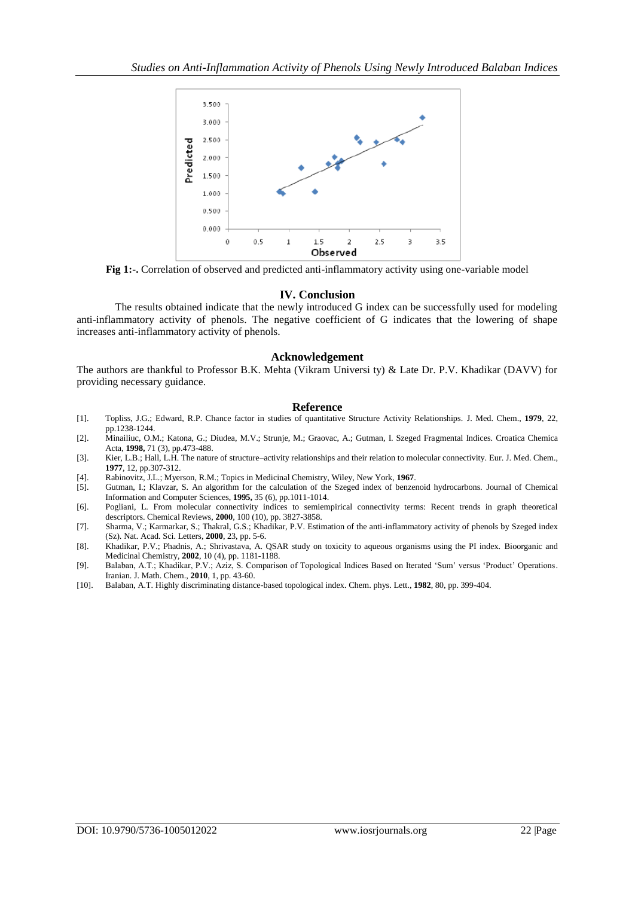3.500
3.000
2.500
2.000
1.500
1.000
0.500
0.000

Predicted

0 0.5 1 1.5 2 2.5 3 3.5

Observed

**Fig 1:-.** Correlation of observed and predicted anti-inflammatory activity using one-variable model

## IV. Conclusion

The results obtained indicate that the newly introduced G index can be successfully used for modeling anti-inflammatory activity of phenols. The negative coefficient of G indicates that the lowering of shape increases anti-inflammatory activity of phenols.

## Acknowledgement

The authors are thankful to Professor B.K. Mehta (Vikram Universi ty) & Late Dr. P.V. Khadikar (DAVV) for providing necessary guidance.

## Reference

[1]. Topliss, J.G.; Edward, R.P. Chance factor in studies of quantitative Structure Activity Relationships. J. Med. Chem., **1979**, 22, pp.1238-1244.

[2]. Minailiuc, O.M.; Katona, G.; Diudea, M.V.; Strunje, M.; Graovac, A.; Gutman, I. Szeged Fragmental Indices. Croatica Chemica Acta, **1998,** 71 (3), pp.473-488.

[3]. Kier, L.B.; Hall, L.H. The nature of structure–activity relationships and their relation to molecular connectivity. Eur. J. Med. Chem., **1977**, 12, pp.307-312.

[4]. Rabinovitz, J.L.; Myerson, R.M.; Topics in Medicinal Chemistry, Wiley, New York, **1967**.

[5]. Gutman, I.; Klavzar, S. An algorithm for the calculation of the Szeged index of benzenoid hydrocarbons. Journal of Chemical Information and Computer Sciences, **1995,** 35 (6), pp.1011-1014.

[6]. Pogliani, L. From molecular connectivity indices to semiempirical connectivity terms: Recent trends in graph theoretical descriptors. Chemical Reviews, **2000**, 100 (10), pp. 3827-3858.

[7]. Sharma, V.; Karmarkar, S.; Thakral, G.S.; Khadikar, P.V. Estimation of the anti-inflammatory activity of phenols by Szeged index (Sz). Nat. Acad. Sci. Letters, **2000**, 23, pp. 5-6.

[8]. Khadikar, P.V.; Phadnis, A.; Shrivastava, A. QSAR study on toxicity to aqueous organisms using the PI index. Bioorganic and Medicinal Chemistry, **2002**, 10 (4), pp. 1181-1188.

[9]. Balaban, A.T.; Khadikar, P.V.; Aziz, S. Comparison of Topological Indices Based on Iterated 'Sum' versus 'Product' Operations. Iranian. J. Math. Chem., **2010**, 1, pp. 43-60.

[10]. Balaban, A.T. Highly discriminating distance-based topological index. Chem. phys. Lett., **1982**, 80, pp. 399-404.